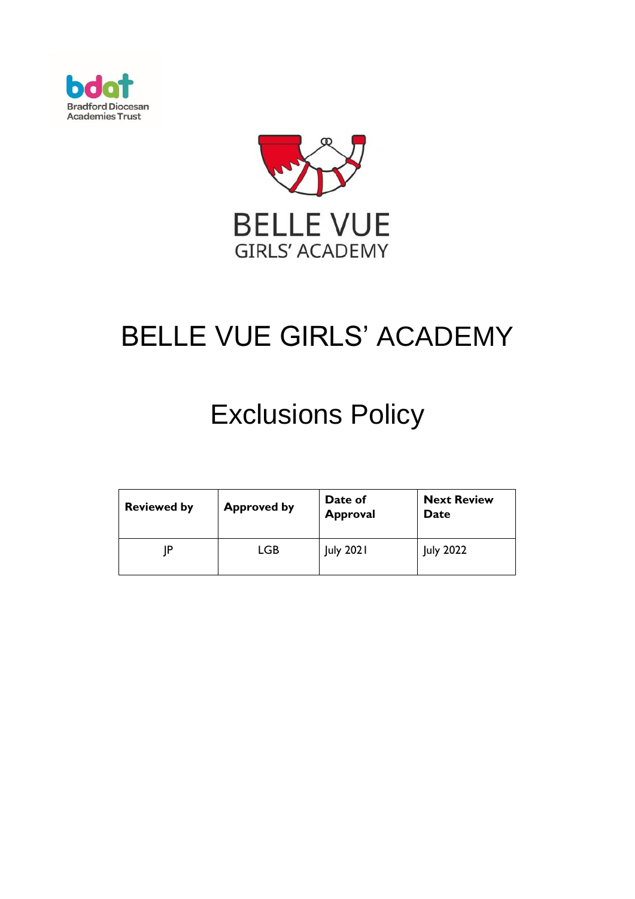# BELLE VUE GIRLS' ACADEMY

## Exclusions Policy

| Reviewed by | Approved by | Date of Approval | Next Review Date |
|---|---|---|---|
| JP | LGB | July 2021 | July 2022 |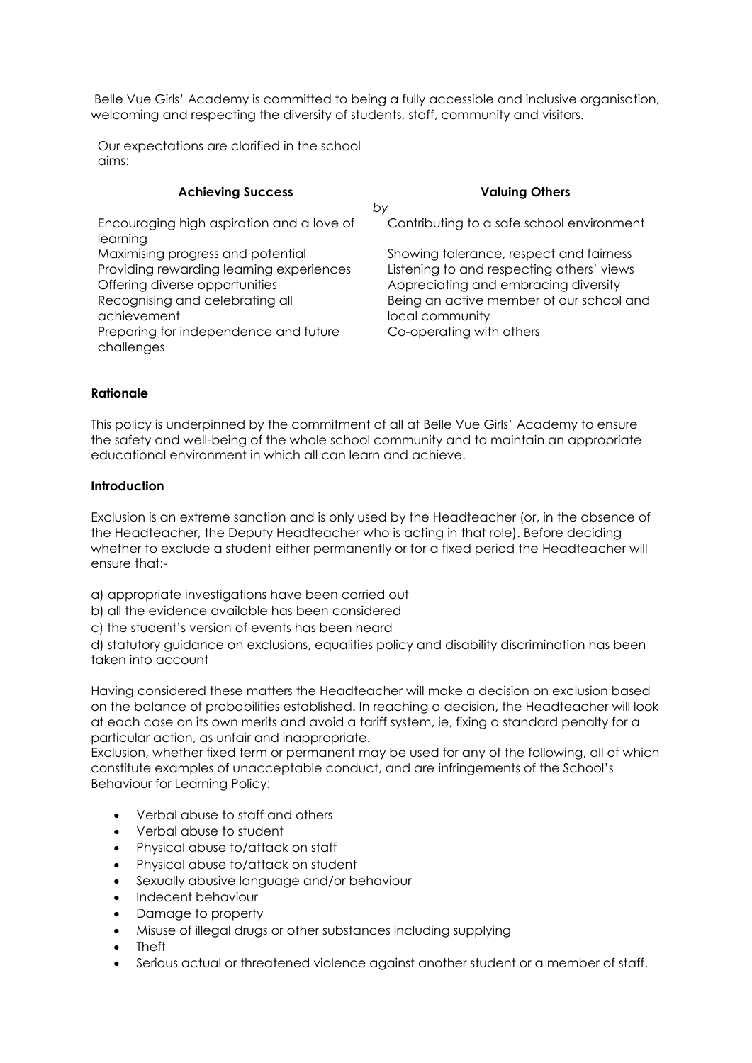Belle Vue Girls' Academy is committed to being a fully accessible and inclusive organisation, welcoming and respecting the diversity of students, staff, community and visitors.

Our expectations are clarified in the school aims:

| **Achieving Success** | *by* | **Valuing Others** |
|---|---|---|
| Encouraging high aspiration and a love of learning | | Contributing to a safe school environment |
| Maximising progress and potential | | Showing tolerance, respect and fairness |
| Providing rewarding learning experiences | | Listening to and respecting others' views |
| Offering diverse opportunities | | Appreciating and embracing diversity |
| Recognising and celebrating all achievement | | Being an active member of our school and local community |
| Preparing for independence and future challenges | | Co-operating with others |

**Rationale**

This policy is underpinned by the commitment of all at Belle Vue Girls' Academy to ensure the safety and well-being of the whole school community and to maintain an appropriate educational environment in which all can learn and achieve.

**Introduction**

Exclusion is an extreme sanction and is only used by the Headteacher (or, in the absence of the Headteacher, the Deputy Headteacher who is acting in that role). Before deciding whether to exclude a student either permanently or for a fixed period the Headteacher will ensure that:-

a) appropriate investigations have been carried out

b) all the evidence available has been considered

c) the student's version of events has been heard

d) statutory guidance on exclusions, equalities policy and disability discrimination has been taken into account

Having considered these matters the Headteacher will make a decision on exclusion based on the balance of probabilities established. In reaching a decision, the Headteacher will look at each case on its own merits and avoid a tariff system, ie, fixing a standard penalty for a particular action, as unfair and inappropriate.

Exclusion, whether fixed term or permanent may be used for any of the following, all of which constitute examples of unacceptable conduct, and are infringements of the School's Behaviour for Learning Policy:

- Verbal abuse to staff and others
- Verbal abuse to student
- Physical abuse to/attack on staff
- Physical abuse to/attack on student
- Sexually abusive language and/or behaviour
- Indecent behaviour
- Damage to property
- Misuse of illegal drugs or other substances including supplying
- Theft
- Serious actual or threatened violence against another student or a member of staff.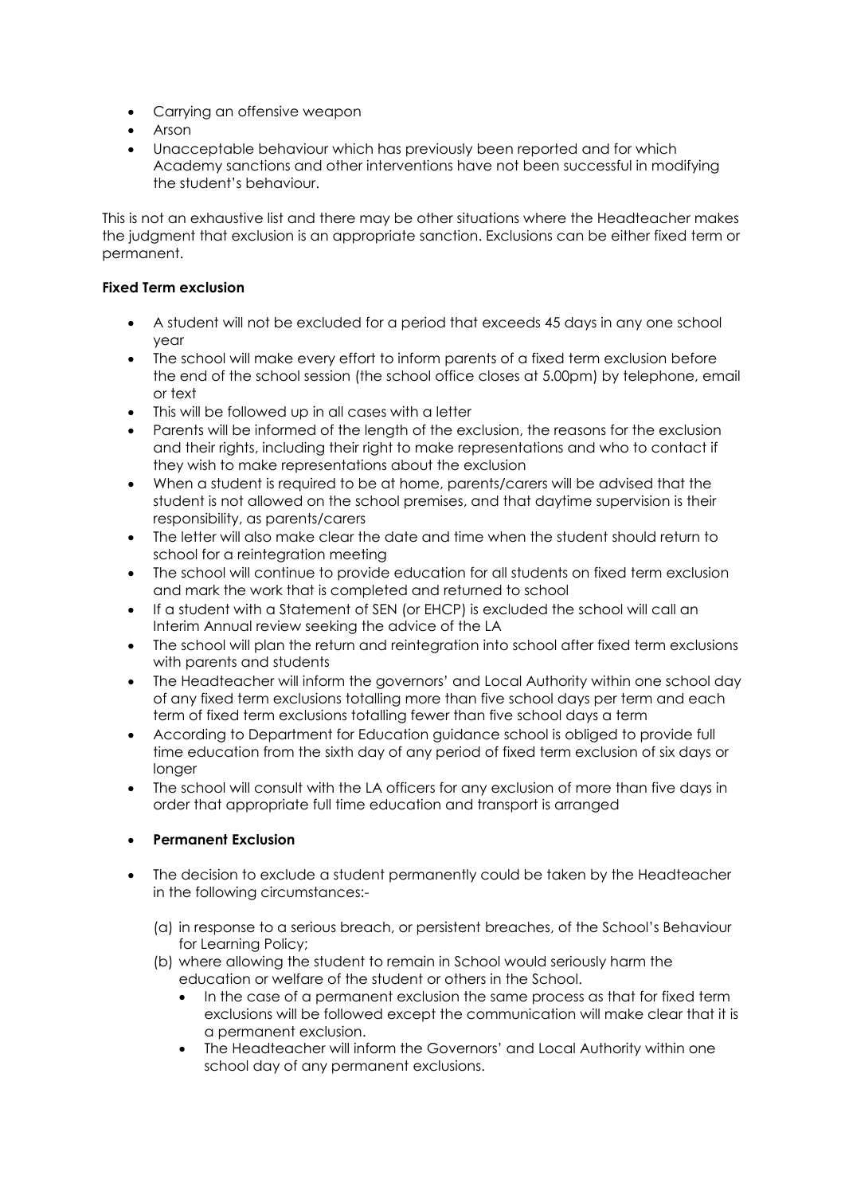- Carrying an offensive weapon
- Arson
- Unacceptable behaviour which has previously been reported and for which Academy sanctions and other interventions have not been successful in modifying the student's behaviour.

This is not an exhaustive list and there may be other situations where the Headteacher makes the judgment that exclusion is an appropriate sanction. Exclusions can be either fixed term or permanent.

**Fixed Term exclusion**

- A student will not be excluded for a period that exceeds 45 days in any one school year
- The school will make every effort to inform parents of a fixed term exclusion before the end of the school session (the school office closes at 5.00pm) by telephone, email or text
- This will be followed up in all cases with a letter
- Parents will be informed of the length of the exclusion, the reasons for the exclusion and their rights, including their right to make representations and who to contact if they wish to make representations about the exclusion
- When a student is required to be at home, parents/carers will be advised that the student is not allowed on the school premises, and that daytime supervision is their responsibility, as parents/carers
- The letter will also make clear the date and time when the student should return to school for a reintegration meeting
- The school will continue to provide education for all students on fixed term exclusion and mark the work that is completed and returned to school
- If a student with a Statement of SEN (or EHCP) is excluded the school will call an Interim Annual review seeking the advice of the LA
- The school will plan the return and reintegration into school after fixed term exclusions with parents and students
- The Headteacher will inform the governors' and Local Authority within one school day of any fixed term exclusions totalling more than five school days per term and each term of fixed term exclusions totalling fewer than five school days a term
- According to Department for Education guidance school is obliged to provide full time education from the sixth day of any period of fixed term exclusion of six days or longer
- The school will consult with the LA officers for any exclusion of more than five days in order that appropriate full time education and transport is arranged

- **Permanent Exclusion**

- The decision to exclude a student permanently could be taken by the Headteacher in the following circumstances:-

  (a) in response to a serious breach, or persistent breaches, of the School's Behaviour for Learning Policy;

  (b) where allowing the student to remain in School would seriously harm the education or welfare of the student or others in the School.

  - In the case of a permanent exclusion the same process as that for fixed term exclusions will be followed except the communication will make clear that it is a permanent exclusion.
  - The Headteacher will inform the Governors' and Local Authority within one school day of any permanent exclusions.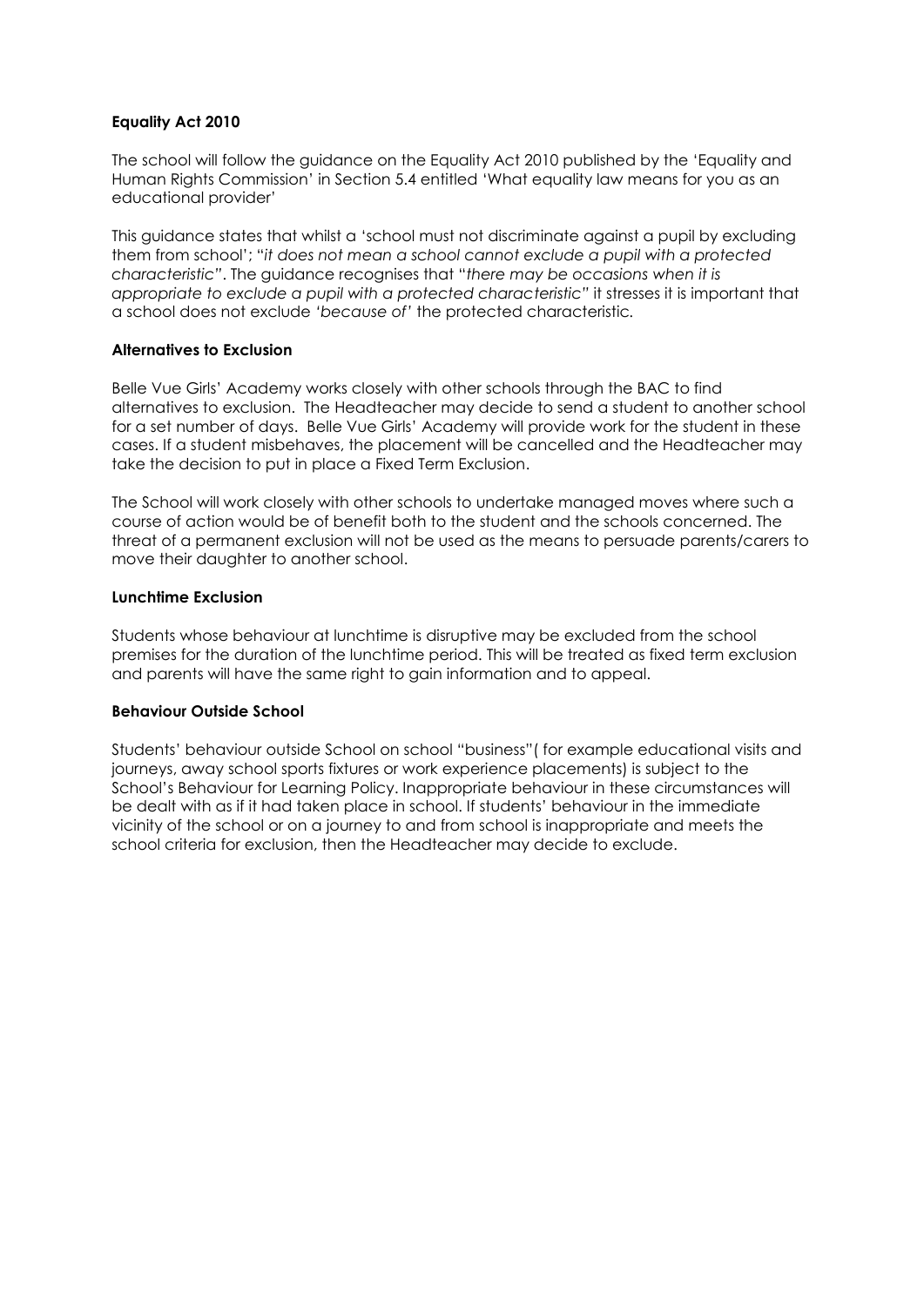**Equality Act 2010**

The school will follow the guidance on the Equality Act 2010 published by the 'Equality and Human Rights Commission' in Section 5.4 entitled 'What equality law means for you as an educational provider'

This guidance states that whilst a 'school must not discriminate against a pupil by excluding them from school'; "*it does not mean a school cannot exclude a pupil with a protected characteristic"*. The guidance recognises that "*there may be occasions when it is appropriate to exclude a pupil with a protected characteristic"* it stresses it is important that a school does not exclude *'because of'* the protected characteristic.

**Alternatives to Exclusion**

Belle Vue Girls' Academy works closely with other schools through the BAC to find alternatives to exclusion. The Headteacher may decide to send a student to another school for a set number of days. Belle Vue Girls' Academy will provide work for the student in these cases. If a student misbehaves, the placement will be cancelled and the Headteacher may take the decision to put in place a Fixed Term Exclusion.

The School will work closely with other schools to undertake managed moves where such a course of action would be of benefit both to the student and the schools concerned. The threat of a permanent exclusion will not be used as the means to persuade parents/carers to move their daughter to another school.

**Lunchtime Exclusion**

Students whose behaviour at lunchtime is disruptive may be excluded from the school premises for the duration of the lunchtime period. This will be treated as fixed term exclusion and parents will have the same right to gain information and to appeal.

**Behaviour Outside School**

Students' behaviour outside School on school "business"( for example educational visits and journeys, away school sports fixtures or work experience placements) is subject to the School's Behaviour for Learning Policy. Inappropriate behaviour in these circumstances will be dealt with as if it had taken place in school. If students' behaviour in the immediate vicinity of the school or on a journey to and from school is inappropriate and meets the school criteria for exclusion, then the Headteacher may decide to exclude.